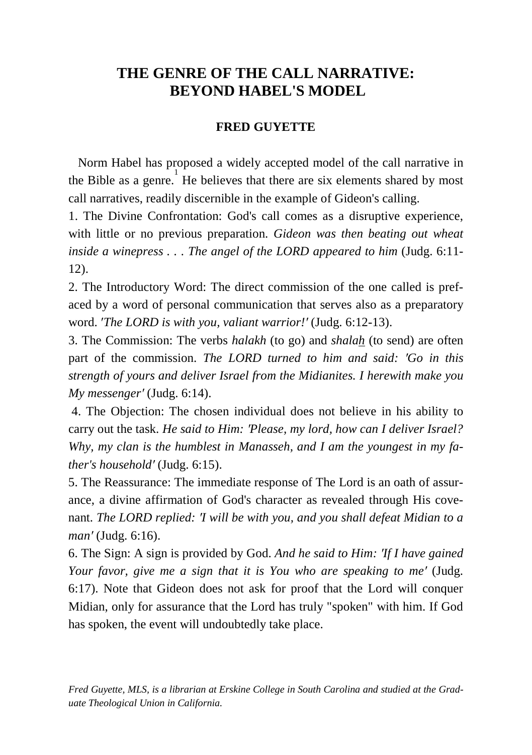# THE GENRE OF THE CALL NARRATIVE: BEYOND HABEL'S MODEL

**FRED GUYETTE**

Norm Habel has proposed a widely accepted model of the call narrative in the Bible as a genre.[1] He believes that there are six elements shared by most call narratives, readily discernible in the example of Gideon's calling.

1. The Divine Confrontation: God's call comes as a disruptive experience, with little or no previous preparation. *Gideon was then beating out wheat inside a winepress . . . The angel of the LORD appeared to him* (Judg. 6:11-12).

2. The Introductory Word: The direct commission of the one called is prefaced by a word of personal communication that serves also as a preparatory word. *'The LORD is with you, valiant warrior!'* (Judg. 6:12-13).

3. The Commission: The verbs *halakh* (to go) and *shala<u>h</u>* (to send) are often part of the commission. *The LORD turned to him and said: 'Go in this strength of yours and deliver Israel from the Midianites. I herewith make you My messenger'* (Judg. 6:14).

4. The Objection: The chosen individual does not believe in his ability to carry out the task. *He said to Him: 'Please, my lord, how can I deliver Israel? Why, my clan is the humblest in Manasseh, and I am the youngest in my father's household'* (Judg. 6:15).

5. The Reassurance: The immediate response of The Lord is an oath of assurance, a divine affirmation of God's character as revealed through His covenant. *The LORD replied: 'I will be with you, and you shall defeat Midian to a man'* (Judg. 6:16).

6. The Sign: A sign is provided by God. *And he said to Him: 'If I have gained Your favor, give me a sign that it is You who are speaking to me'* (Judg. 6:17). Note that Gideon does not ask for proof that the Lord will conquer Midian, only for assurance that the Lord has truly "spoken" with him. If God has spoken, the event will undoubtedly take place.

*Fred Guyette, MLS, is a librarian at Erskine College in South Carolina and studied at the Graduate Theological Union in California.*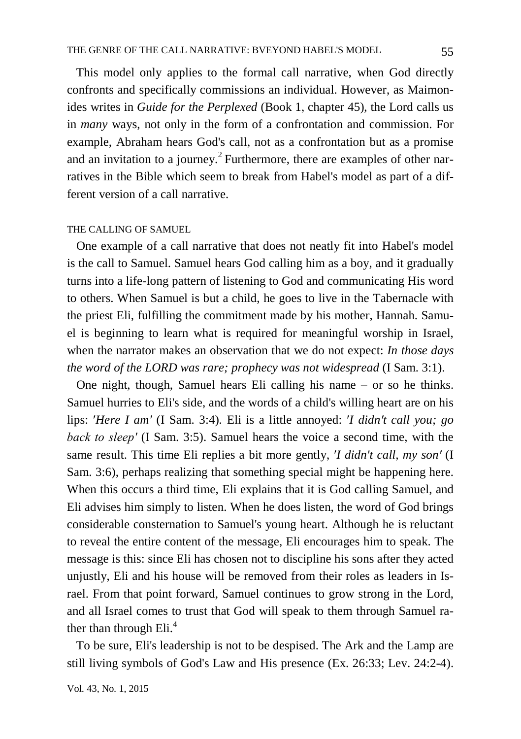This model only applies to the formal call narrative, when God directly confronts and specifically commissions an individual. However, as Maimonides writes in *Guide for the Perplexed* (Book 1, chapter 45), the Lord calls us in *many* ways, not only in the form of a confrontation and commission. For example, Abraham hears God's call, not as a confrontation but as a promise and an invitation to a journey.[2] Furthermore, there are examples of other narratives in the Bible which seem to break from Habel's model as part of a different version of a call narrative.

## THE CALLING OF SAMUEL

One example of a call narrative that does not neatly fit into Habel's model is the call to Samuel. Samuel hears God calling him as a boy, and it gradually turns into a life-long pattern of listening to God and communicating His word to others. When Samuel is but a child, he goes to live in the Tabernacle with the priest Eli, fulfilling the commitment made by his mother, Hannah. Samuel is beginning to learn what is required for meaningful worship in Israel, when the narrator makes an observation that we do not expect: *In those days the word of the LORD was rare; prophecy was not widespread* (I Sam. 3:1).

One night, though, Samuel hears Eli calling his name – or so he thinks. Samuel hurries to Eli's side, and the words of a child's willing heart are on his lips: *'Here I am'* (I Sam. 3:4). Eli is a little annoyed: *'I didn't call you; go back to sleep'* (I Sam. 3:5). Samuel hears the voice a second time, with the same result. This time Eli replies a bit more gently, *'I didn't call, my son'* (I Sam. 3:6), perhaps realizing that something special might be happening here. When this occurs a third time, Eli explains that it is God calling Samuel, and Eli advises him simply to listen. When he does listen, the word of God brings considerable consternation to Samuel's young heart. Although he is reluctant to reveal the entire content of the message, Eli encourages him to speak. The message is this: since Eli has chosen not to discipline his sons after they acted unjustly, Eli and his house will be removed from their roles as leaders in Israel. From that point forward, Samuel continues to grow strong in the Lord, and all Israel comes to trust that God will speak to them through Samuel rather than through Eli.[4]

To be sure, Eli's leadership is not to be despised. The Ark and the Lamp are still living symbols of God's Law and His presence (Ex. 26:33; Lev. 24:2-4).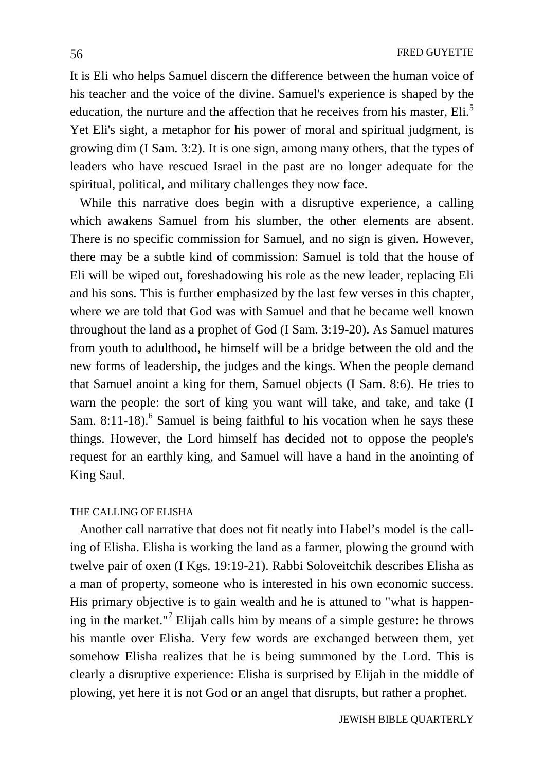It is Eli who helps Samuel discern the difference between the human voice of his teacher and the voice of the divine. Samuel's experience is shaped by the education, the nurture and the affection that he receives from his master, Eli.[5] Yet Eli's sight, a metaphor for his power of moral and spiritual judgment, is growing dim (I Sam. 3:2). It is one sign, among many others, that the types of leaders who have rescued Israel in the past are no longer adequate for the spiritual, political, and military challenges they now face.

While this narrative does begin with a disruptive experience, a calling which awakens Samuel from his slumber, the other elements are absent. There is no specific commission for Samuel, and no sign is given. However, there may be a subtle kind of commission: Samuel is told that the house of Eli will be wiped out, foreshadowing his role as the new leader, replacing Eli and his sons. This is further emphasized by the last few verses in this chapter, where we are told that God was with Samuel and that he became well known throughout the land as a prophet of God (I Sam. 3:19-20). As Samuel matures from youth to adulthood, he himself will be a bridge between the old and the new forms of leadership, the judges and the kings. When the people demand that Samuel anoint a king for them, Samuel objects (I Sam. 8:6). He tries to warn the people: the sort of king you want will take, and take, and take (I Sam. 8:11-18).[6] Samuel is being faithful to his vocation when he says these things. However, the Lord himself has decided not to oppose the people's request for an earthly king, and Samuel will have a hand in the anointing of King Saul.

## THE CALLING OF ELISHA

Another call narrative that does not fit neatly into Habel's model is the calling of Elisha. Elisha is working the land as a farmer, plowing the ground with twelve pair of oxen (I Kgs. 19:19-21). Rabbi Soloveitchik describes Elisha as a man of property, someone who is interested in his own economic success. His primary objective is to gain wealth and he is attuned to "what is happening in the market."[7] Elijah calls him by means of a simple gesture: he throws his mantle over Elisha. Very few words are exchanged between them, yet somehow Elisha realizes that he is being summoned by the Lord. This is clearly a disruptive experience: Elisha is surprised by Elijah in the middle of plowing, yet here it is not God or an angel that disrupts, but rather a prophet.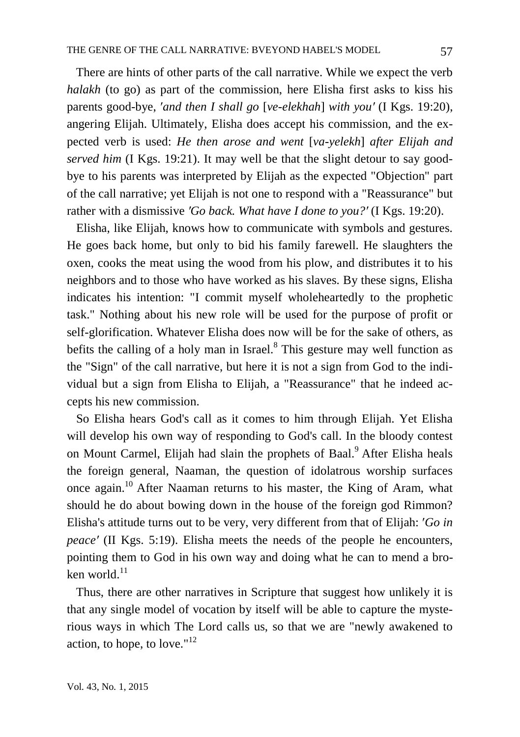There are hints of other parts of the call narrative. While we expect the verb *halakh* (to go) as part of the commission, here Elisha first asks to kiss his parents good-bye, *'and then I shall go* [*ve-elekhah*] *with you'* (I Kgs. 19:20), angering Elijah. Ultimately, Elisha does accept his commission, and the expected verb is used: *He then arose and went* [*va-yelekh*] *after Elijah and served him* (I Kgs. 19:21). It may well be that the slight detour to say good-bye to his parents was interpreted by Elijah as the expected "Objection" part of the call narrative; yet Elijah is not one to respond with a "Reassurance" but rather with a dismissive *'Go back. What have I done to you?'* (I Kgs. 19:20).

Elisha, like Elijah, knows how to communicate with symbols and gestures. He goes back home, but only to bid his family farewell. He slaughters the oxen, cooks the meat using the wood from his plow, and distributes it to his neighbors and to those who have worked as his slaves. By these signs, Elisha indicates his intention: "I commit myself wholeheartedly to the prophetic task." Nothing about his new role will be used for the purpose of profit or self-glorification. Whatever Elisha does now will be for the sake of others, as befits the calling of a holy man in Israel.[8] This gesture may well function as the "Sign" of the call narrative, but here it is not a sign from God to the individual but a sign from Elisha to Elijah, a "Reassurance" that he indeed accepts his new commission.

So Elisha hears God's call as it comes to him through Elijah. Yet Elisha will develop his own way of responding to God's call. In the bloody contest on Mount Carmel, Elijah had slain the prophets of Baal.[9] After Elisha heals the foreign general, Naaman, the question of idolatrous worship surfaces once again.[10] After Naaman returns to his master, the King of Aram, what should he do about bowing down in the house of the foreign god Rimmon? Elisha's attitude turns out to be very, very different from that of Elijah: *'Go in peace'* (II Kgs. 5:19). Elisha meets the needs of the people he encounters, pointing them to God in his own way and doing what he can to mend a broken world.[11]

Thus, there are other narratives in Scripture that suggest how unlikely it is that any single model of vocation by itself will be able to capture the mysterious ways in which The Lord calls us, so that we are "newly awakened to action, to hope, to love."[12]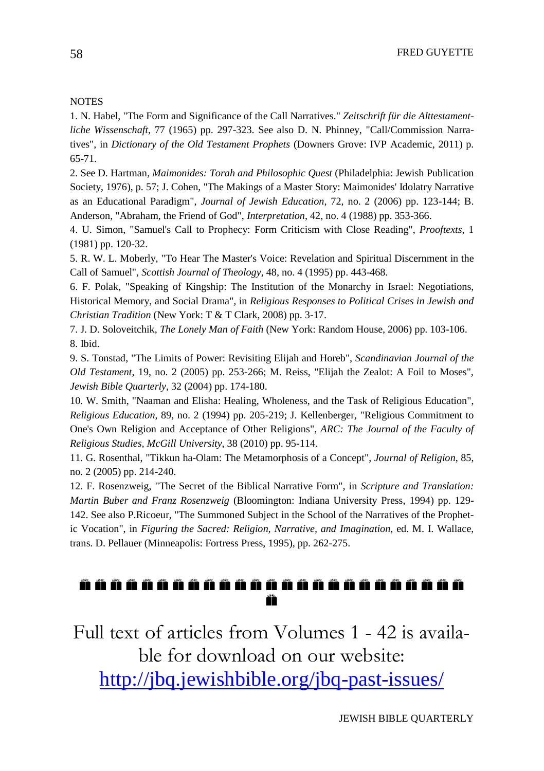NOTES

1. N. Habel, "The Form and Significance of the Call Narratives." *Zeitschrift für die Alttestamentliche Wissenschaft*, 77 (1965) pp. 297-323. See also D. N. Phinney, "Call/Commission Narratives", in *Dictionary of the Old Testament Prophets* (Downers Grove: IVP Academic, 2011) p. 65-71.

2. See D. Hartman, *Maimonides: Torah and Philosophic Quest* (Philadelphia: Jewish Publication Society, 1976), p. 57; J. Cohen, "The Makings of a Master Story: Maimonides' Idolatry Narrative as an Educational Paradigm", *Journal of Jewish Education*, 72, no. 2 (2006) pp. 123-144; B. Anderson, "Abraham, the Friend of God", *Interpretation*, 42, no. 4 (1988) pp. 353-366.

4. U. Simon, "Samuel's Call to Prophecy: Form Criticism with Close Reading", *Prooftexts*, 1 (1981) pp. 120-32.

5. R. W. L. Moberly, "To Hear The Master's Voice: Revelation and Spiritual Discernment in the Call of Samuel", *Scottish Journal of Theology*, 48, no. 4 (1995) pp. 443-468.

6. F. Polak, "Speaking of Kingship: The Institution of the Monarchy in Israel: Negotiations, Historical Memory, and Social Drama", in *Religious Responses to Political Crises in Jewish and Christian Tradition* (New York: T & T Clark, 2008) pp. 3-17.

7. J. D. Soloveitchik, *The Lonely Man of Faith* (New York: Random House, 2006) pp. 103-106.

8. Ibid.

9. S. Tonstad, "The Limits of Power: Revisiting Elijah and Horeb", *Scandinavian Journal of the Old Testament*, 19, no. 2 (2005) pp. 253-266; M. Reiss, "Elijah the Zealot: A Foil to Moses", *Jewish Bible Quarterly*, 32 (2004) pp. 174-180.

10. W. Smith, "Naaman and Elisha: Healing, Wholeness, and the Task of Religious Education", *Religious Education*, 89, no. 2 (1994) pp. 205-219; J. Kellenberger, "Religious Commitment to One's Own Religion and Acceptance of Other Religions", *ARC: The Journal of the Faculty of Religious Studies, McGill University*, 38 (2010) pp. 95-114.

11. G. Rosenthal, "Tikkun ha-Olam: The Metamorphosis of a Concept", *Journal of Religion*, 85, no. 2 (2005) pp. 214-240.

12. F. Rosenzweig, "The Secret of the Biblical Narrative Form", in *Scripture and Translation: Martin Buber and Franz Rosenzweig* (Bloomington: Indiana University Press, 1994) pp. 129-142. See also P.Ricoeur, "The Summoned Subject in the School of the Narratives of the Prophetic Vocation", in *Figuring the Sacred: Religion, Narrative, and Imagination*, ed. M. I. Wallace, trans. D. Pellauer (Minneapolis: Fortress Press, 1995), pp. 262-275.

---

Full text of articles from Volumes 1 - 42 is available for download on our website: http://jbq.jewishbible.org/jbq-past-issues/